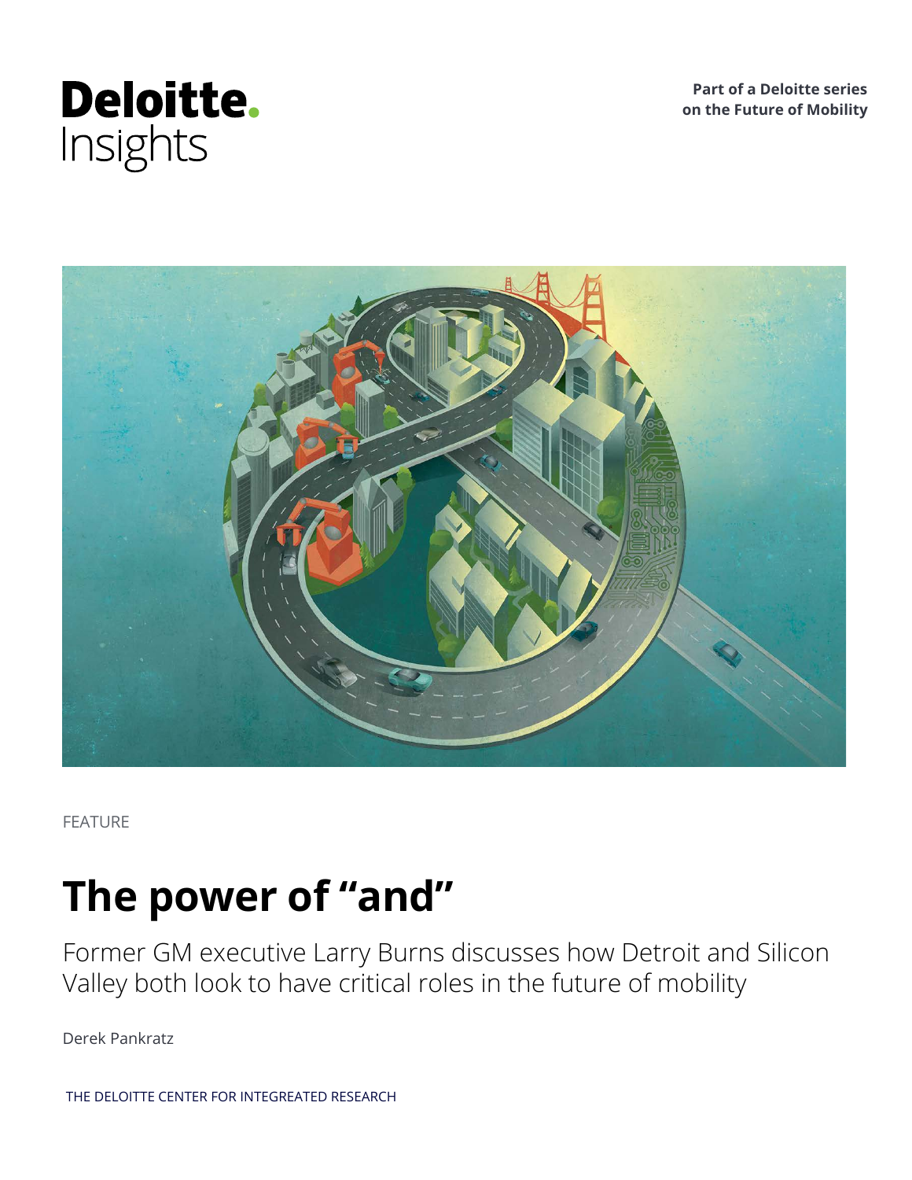Deloitte.
Insights

**Part of a Deloitte series on the Future of Mobility**

FEATURE

# The power of "and"

Former GM executive Larry Burns discusses how Detroit and Silicon Valley both look to have critical roles in the future of mobility

Derek Pankratz

THE DELOITTE CENTER FOR INTEGREATED RESEARCH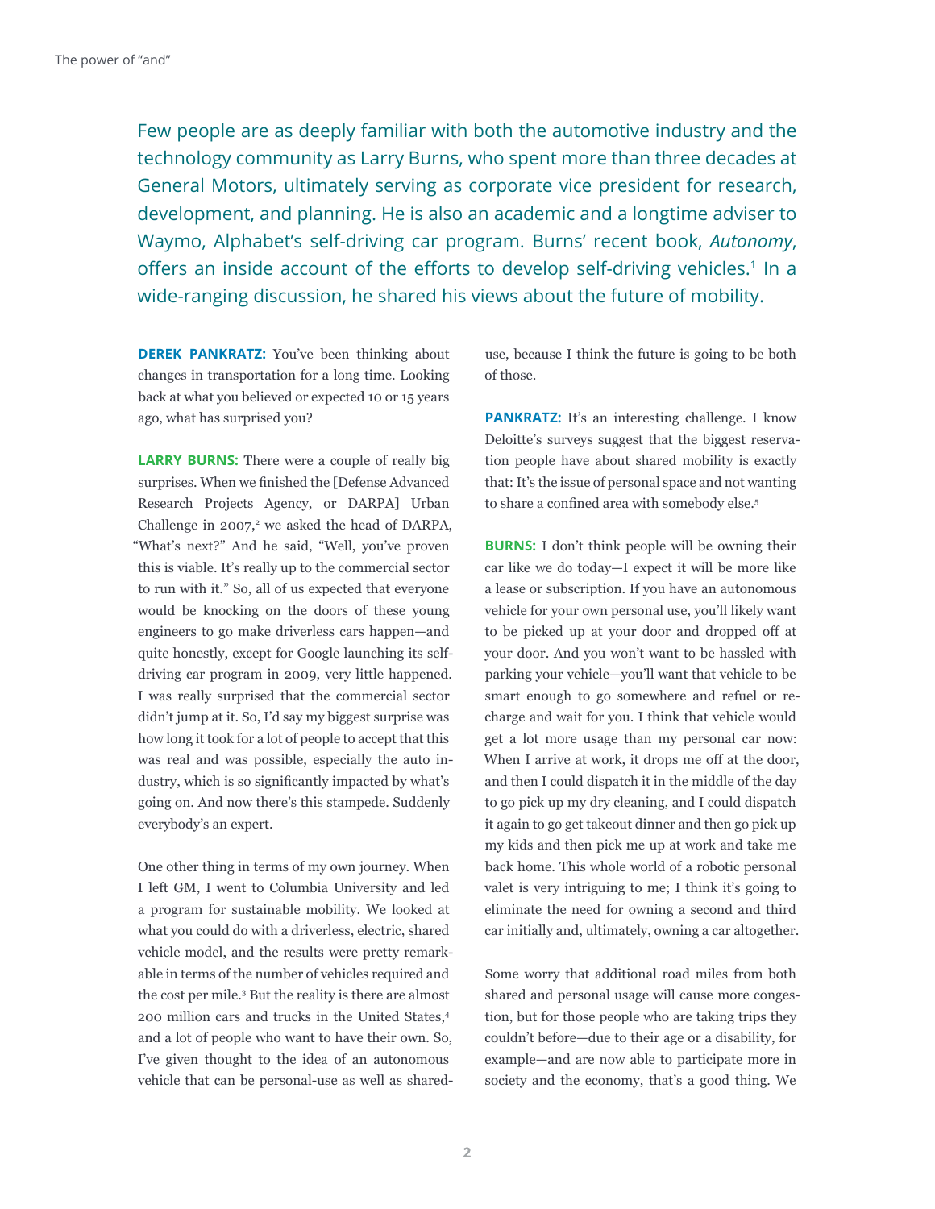Few people are as deeply familiar with both the automotive industry and the technology community as Larry Burns, who spent more than three decades at General Motors, ultimately serving as corporate vice president for research, development, and planning. He is also an academic and a longtime adviser to Waymo, Alphabet's self-driving car program. Burns' recent book, *Autonomy*, offers an inside account of the efforts to develop self-driving vehicles.[1] In a wide-ranging discussion, he shared his views about the future of mobility.

**DEREK PANKRATZ:** You've been thinking about changes in transportation for a long time. Looking back at what you believed or expected 10 or 15 years ago, what has surprised you?

**LARRY BURNS:** There were a couple of really big surprises. When we finished the [Defense Advanced Research Projects Agency, or DARPA] Urban Challenge in 2007,[2] we asked the head of DARPA, "What's next?" And he said, "Well, you've proven this is viable. It's really up to the commercial sector to run with it." So, all of us expected that everyone would be knocking on the doors of these young engineers to go make driverless cars happen—and quite honestly, except for Google launching its self-driving car program in 2009, very little happened. I was really surprised that the commercial sector didn't jump at it. So, I'd say my biggest surprise was how long it took for a lot of people to accept that this was real and was possible, especially the auto industry, which is so significantly impacted by what's going on. And now there's this stampede. Suddenly everybody's an expert.

One other thing in terms of my own journey. When I left GM, I went to Columbia University and led a program for sustainable mobility. We looked at what you could do with a driverless, electric, shared vehicle model, and the results were pretty remarkable in terms of the number of vehicles required and the cost per mile.[3] But the reality is there are almost 200 million cars and trucks in the United States,[4] and a lot of people who want to have their own. So, I've given thought to the idea of an autonomous vehicle that can be personal-use as well as shared-use, because I think the future is going to be both of those.

**PANKRATZ:** It's an interesting challenge. I know Deloitte's surveys suggest that the biggest reservation people have about shared mobility is exactly that: It's the issue of personal space and not wanting to share a confined area with somebody else.[5]

**BURNS:** I don't think people will be owning their car like we do today—I expect it will be more like a lease or subscription. If you have an autonomous vehicle for your own personal use, you'll likely want to be picked up at your door and dropped off at your door. And you won't want to be hassled with parking your vehicle—you'll want that vehicle to be smart enough to go somewhere and refuel or recharge and wait for you. I think that vehicle would get a lot more usage than my personal car now: When I arrive at work, it drops me off at the door, and then I could dispatch it in the middle of the day to go pick up my dry cleaning, and I could dispatch it again to go get takeout dinner and then go pick up my kids and then pick me up at work and take me back home. This whole world of a robotic personal valet is very intriguing to me; I think it's going to eliminate the need for owning a second and third car initially and, ultimately, owning a car altogether.

Some worry that additional road miles from both shared and personal usage will cause more congestion, but for those people who are taking trips they couldn't before—due to their age or a disability, for example—and are now able to participate more in society and the economy, that's a good thing. We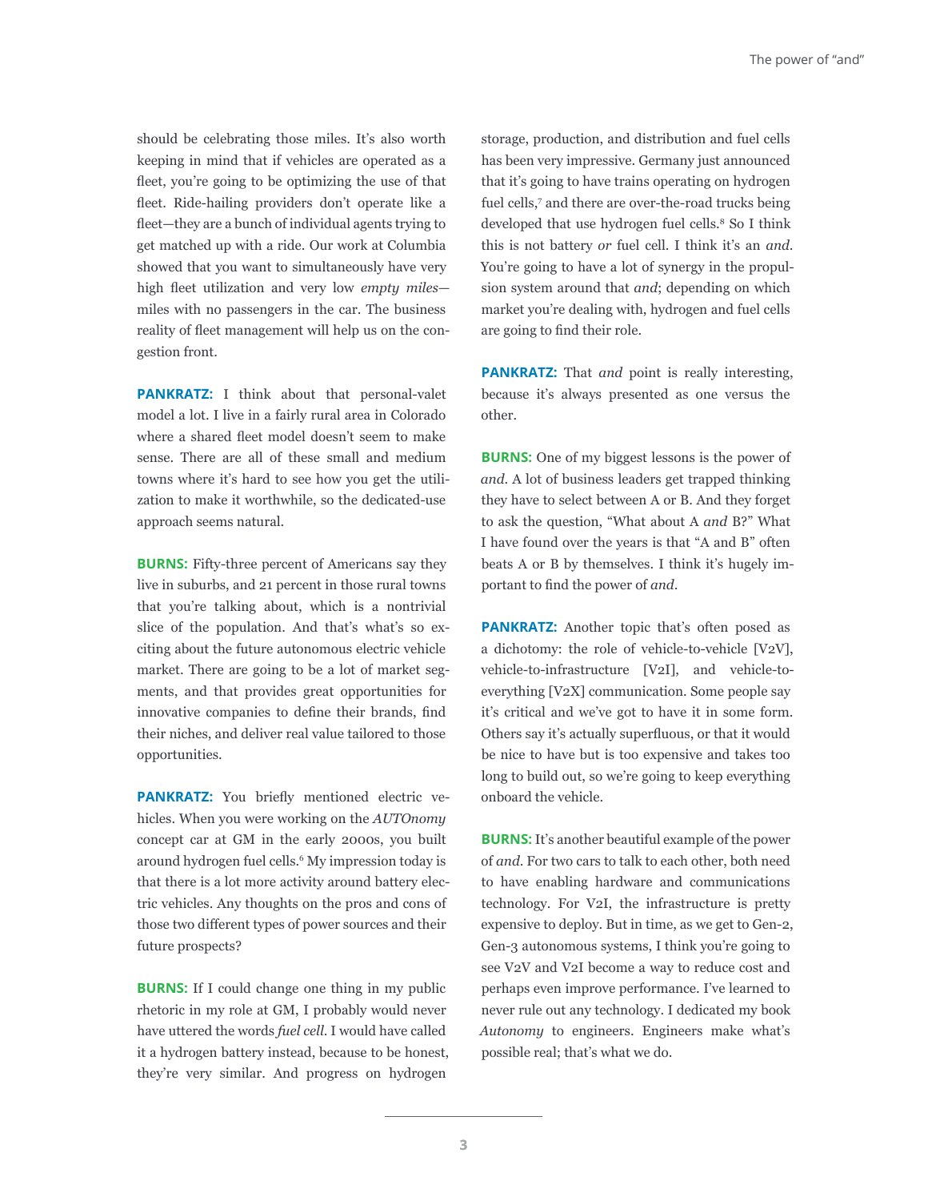should be celebrating those miles. It's also worth keeping in mind that if vehicles are operated as a fleet, you're going to be optimizing the use of that fleet. Ride-hailing providers don't operate like a fleet—they are a bunch of individual agents trying to get matched up with a ride. Our work at Columbia showed that you want to simultaneously have very high fleet utilization and very low *empty miles*—miles with no passengers in the car. The business reality of fleet management will help us on the congestion front.

**PANKRATZ:** I think about that personal-valet model a lot. I live in a fairly rural area in Colorado where a shared fleet model doesn't seem to make sense. There are all of these small and medium towns where it's hard to see how you get the utilization to make it worthwhile, so the dedicated-use approach seems natural.

**BURNS:** Fifty-three percent of Americans say they live in suburbs, and 21 percent in those rural towns that you're talking about, which is a nontrivial slice of the population. And that's what's so exciting about the future autonomous electric vehicle market. There are going to be a lot of market segments, and that provides great opportunities for innovative companies to define their brands, find their niches, and deliver real value tailored to those opportunities.

**PANKRATZ:** You briefly mentioned electric vehicles. When you were working on the *AUTOnomy* concept car at GM in the early 2000s, you built around hydrogen fuel cells.[6] My impression today is that there is a lot more activity around battery electric vehicles. Any thoughts on the pros and cons of those two different types of power sources and their future prospects?

**BURNS:** If I could change one thing in my public rhetoric in my role at GM, I probably would never have uttered the words *fuel cell*. I would have called it a hydrogen battery instead, because to be honest, they're very similar. And progress on hydrogen storage, production, and distribution and fuel cells has been very impressive. Germany just announced that it's going to have trains operating on hydrogen fuel cells,[7] and there are over-the-road trucks being developed that use hydrogen fuel cells.[8] So I think this is not battery *or* fuel cell. I think it's an *and*. You're going to have a lot of synergy in the propulsion system around that *and*; depending on which market you're dealing with, hydrogen and fuel cells are going to find their role.

**PANKRATZ:** That *and* point is really interesting, because it's always presented as one versus the other.

**BURNS:** One of my biggest lessons is the power of *and*. A lot of business leaders get trapped thinking they have to select between A or B. And they forget to ask the question, "What about A *and* B?" What I have found over the years is that "A and B" often beats A or B by themselves. I think it's hugely important to find the power of *and*.

**PANKRATZ:** Another topic that's often posed as a dichotomy: the role of vehicle-to-vehicle [V2V], vehicle-to-infrastructure [V2I], and vehicle-to-everything [V2X] communication. Some people say it's critical and we've got to have it in some form. Others say it's actually superfluous, or that it would be nice to have but is too expensive and takes too long to build out, so we're going to keep everything onboard the vehicle.

**BURNS:** It's another beautiful example of the power of *and*. For two cars to talk to each other, both need to have enabling hardware and communications technology. For V2I, the infrastructure is pretty expensive to deploy. But in time, as we get to Gen-2, Gen-3 autonomous systems, I think you're going to see V2V and V2I become a way to reduce cost and perhaps even improve performance. I've learned to never rule out any technology. I dedicated my book *Autonomy* to engineers. Engineers make what's possible real; that's what we do.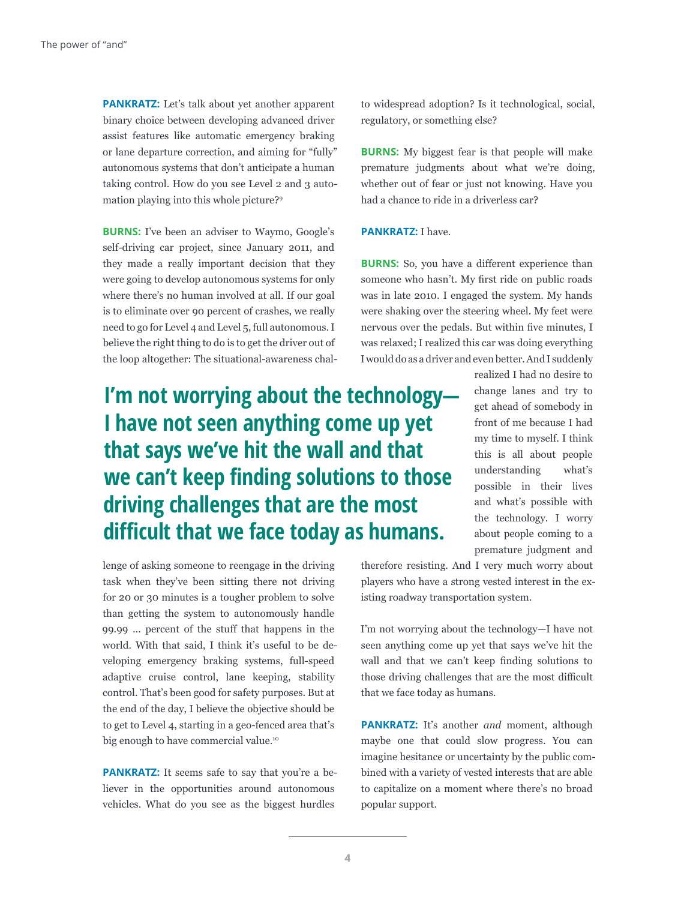**PANKRATZ:** Let's talk about yet another apparent binary choice between developing advanced driver assist features like automatic emergency braking or lane departure correction, and aiming for "fully" autonomous systems that don't anticipate a human taking control. How do you see Level 2 and 3 automation playing into this whole picture?[9]

**BURNS:** I've been an adviser to Waymo, Google's self-driving car project, since January 2011, and they made a really important decision that they were going to develop autonomous systems for only where there's no human involved at all. If our goal is to eliminate over 90 percent of crashes, we really need to go for Level 4 and Level 5, full autonomous. I believe the right thing to do is to get the driver out of the loop altogether: The situational-awareness challenge of asking someone to reengage in the driving task when they've been sitting there not driving for 20 or 30 minutes is a tougher problem to solve than getting the system to autonomously handle 99.99 … percent of the stuff that happens in the world. With that said, I think it's useful to be developing emergency braking systems, full-speed adaptive cruise control, lane keeping, stability control. That's been good for safety purposes. But at the end of the day, I believe the objective should be to get to Level 4, starting in a geo-fenced area that's big enough to have commercial value.[10]

**PANKRATZ:** It seems safe to say that you're a believer in the opportunities around autonomous vehicles. What do you see as the biggest hurdles to widespread adoption? Is it technological, social, regulatory, or something else?

**BURNS:** My biggest fear is that people will make premature judgments about what we're doing, whether out of fear or just not knowing. Have you had a chance to ride in a driverless car?

**PANKRATZ:** I have.

**BURNS:** So, you have a different experience than someone who hasn't. My first ride on public roads was in late 2010. I engaged the system. My hands were shaking over the steering wheel. My feet were nervous over the pedals. But within five minutes, I was relaxed; I realized this car was doing everything I would do as a driver and even better. And I suddenly realized I had no desire to change lanes and try to get ahead of somebody in front of me because I had my time to myself. I think this is all about people understanding what's possible in their lives and what's possible with the technology. I worry about people coming to a premature judgment and therefore resisting. And I very much worry about players who have a strong vested interest in the existing roadway transportation system.

**I'm not worrying about the technology—I have not seen anything come up yet that says we've hit the wall and that we can't keep finding solutions to those driving challenges that are the most difficult that we face today as humans.**

I'm not worrying about the technology—I have not seen anything come up yet that says we've hit the wall and that we can't keep finding solutions to those driving challenges that are the most difficult that we face today as humans.

**PANKRATZ:** It's another *and* moment, although maybe one that could slow progress. You can imagine hesitance or uncertainty by the public combined with a variety of vested interests that are able to capitalize on a moment where there's no broad popular support.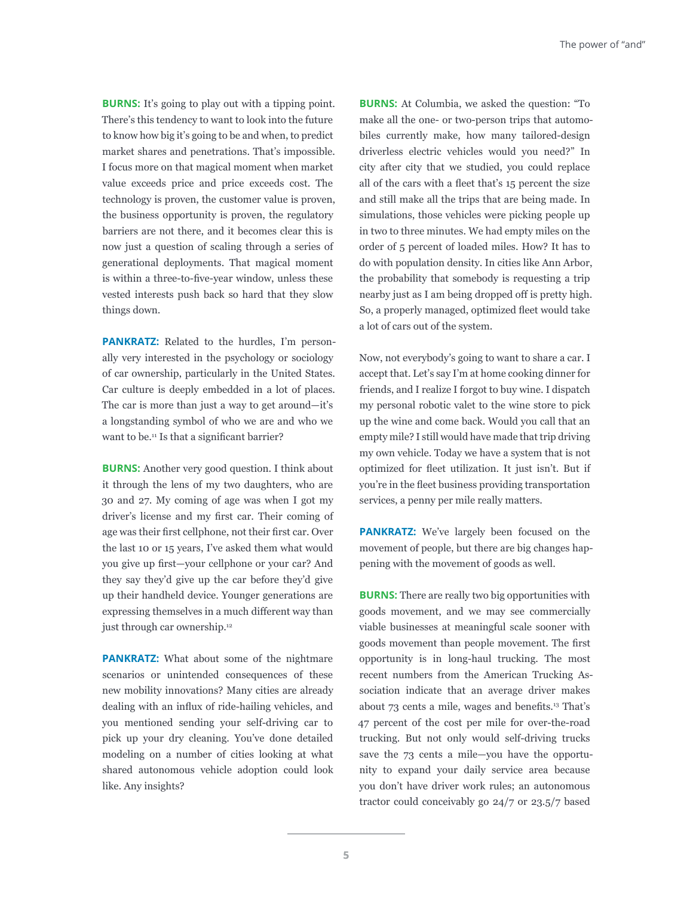**BURNS:** It's going to play out with a tipping point. There's this tendency to want to look into the future to know how big it's going to be and when, to predict market shares and penetrations. That's impossible. I focus more on that magical moment when market value exceeds price and price exceeds cost. The technology is proven, the customer value is proven, the business opportunity is proven, the regulatory barriers are not there, and it becomes clear this is now just a question of scaling through a series of generational deployments. That magical moment is within a three-to-five-year window, unless these vested interests push back so hard that they slow things down.

**PANKRATZ:** Related to the hurdles, I'm personally very interested in the psychology or sociology of car ownership, particularly in the United States. Car culture is deeply embedded in a lot of places. The car is more than just a way to get around—it's a longstanding symbol of who we are and who we want to be.[11] Is that a significant barrier?

**BURNS:** Another very good question. I think about it through the lens of my two daughters, who are 30 and 27. My coming of age was when I got my driver's license and my first car. Their coming of age was their first cellphone, not their first car. Over the last 10 or 15 years, I've asked them what would you give up first—your cellphone or your car? And they say they'd give up the car before they'd give up their handheld device. Younger generations are expressing themselves in a much different way than just through car ownership.[12]

**PANKRATZ:** What about some of the nightmare scenarios or unintended consequences of these new mobility innovations? Many cities are already dealing with an influx of ride-hailing vehicles, and you mentioned sending your self-driving car to pick up your dry cleaning. You've done detailed modeling on a number of cities looking at what shared autonomous vehicle adoption could look like. Any insights?

**BURNS:** At Columbia, we asked the question: "To make all the one- or two-person trips that automobiles currently make, how many tailored-design driverless electric vehicles would you need?" In city after city that we studied, you could replace all of the cars with a fleet that's 15 percent the size and still make all the trips that are being made. In simulations, those vehicles were picking people up in two to three minutes. We had empty miles on the order of 5 percent of loaded miles. How? It has to do with population density. In cities like Ann Arbor, the probability that somebody is requesting a trip nearby just as I am being dropped off is pretty high. So, a properly managed, optimized fleet would take a lot of cars out of the system.

Now, not everybody's going to want to share a car. I accept that. Let's say I'm at home cooking dinner for friends, and I realize I forgot to buy wine. I dispatch my personal robotic valet to the wine store to pick up the wine and come back. Would you call that an empty mile? I still would have made that trip driving my own vehicle. Today we have a system that is not optimized for fleet utilization. It just isn't. But if you're in the fleet business providing transportation services, a penny per mile really matters.

**PANKRATZ:** We've largely been focused on the movement of people, but there are big changes happening with the movement of goods as well.

**BURNS:** There are really two big opportunities with goods movement, and we may see commercially viable businesses at meaningful scale sooner with goods movement than people movement. The first opportunity is in long-haul trucking. The most recent numbers from the American Trucking Association indicate that an average driver makes about 73 cents a mile, wages and benefits.[13] That's 47 percent of the cost per mile for over-the-road trucking. But not only would self-driving trucks save the 73 cents a mile—you have the opportunity to expand your daily service area because you don't have driver work rules; an autonomous tractor could conceivably go 24/7 or 23.5/7 based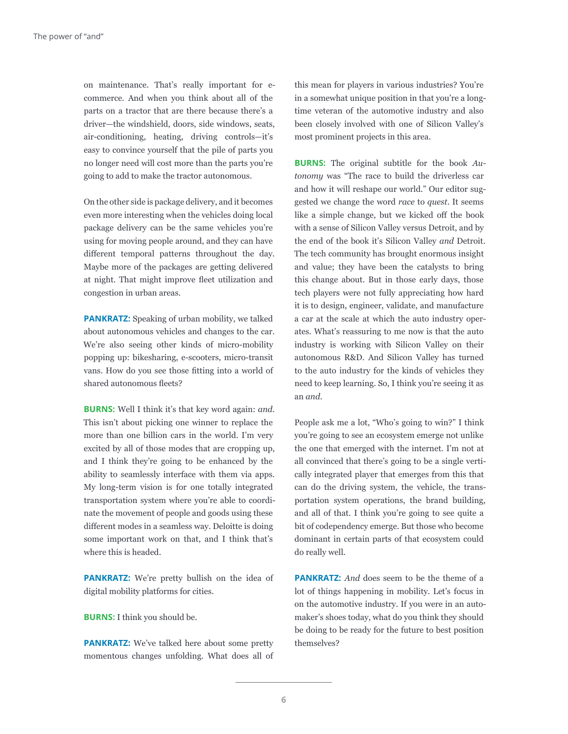on maintenance. That's really important for e-commerce. And when you think about all of the parts on a tractor that are there because there's a driver—the windshield, doors, side windows, seats, air-conditioning, heating, driving controls—it's easy to convince yourself that the pile of parts you no longer need will cost more than the parts you're going to add to make the tractor autonomous.

On the other side is package delivery, and it becomes even more interesting when the vehicles doing local package delivery can be the same vehicles you're using for moving people around, and they can have different temporal patterns throughout the day. Maybe more of the packages are getting delivered at night. That might improve fleet utilization and congestion in urban areas.

**PANKRATZ:** Speaking of urban mobility, we talked about autonomous vehicles and changes to the car. We're also seeing other kinds of micro-mobility popping up: bikesharing, e-scooters, micro-transit vans. How do you see those fitting into a world of shared autonomous fleets?

**BURNS:** Well I think it's that key word again: *and*. This isn't about picking one winner to replace the more than one billion cars in the world. I'm very excited by all of those modes that are cropping up, and I think they're going to be enhanced by the ability to seamlessly interface with them via apps. My long-term vision is for one totally integrated transportation system where you're able to coordinate the movement of people and goods using these different modes in a seamless way. Deloitte is doing some important work on that, and I think that's where this is headed.

**PANKRATZ:** We're pretty bullish on the idea of digital mobility platforms for cities.

**BURNS:** I think you should be.

**PANKRATZ:** We've talked here about some pretty momentous changes unfolding. What does all of this mean for players in various industries? You're in a somewhat unique position in that you're a long-time veteran of the automotive industry and also been closely involved with one of Silicon Valley's most prominent projects in this area.

**BURNS:** The original subtitle for the book *Autonomy* was "The race to build the driverless car and how it will reshape our world." Our editor suggested we change the word *race* to *quest*. It seems like a simple change, but we kicked off the book with a sense of Silicon Valley versus Detroit, and by the end of the book it's Silicon Valley *and* Detroit. The tech community has brought enormous insight and value; they have been the catalysts to bring this change about. But in those early days, those tech players were not fully appreciating how hard it is to design, engineer, validate, and manufacture a car at the scale at which the auto industry operates. What's reassuring to me now is that the auto industry is working with Silicon Valley on their autonomous R&D. And Silicon Valley has turned to the auto industry for the kinds of vehicles they need to keep learning. So, I think you're seeing it as an *and*.

People ask me a lot, "Who's going to win?" I think you're going to see an ecosystem emerge not unlike the one that emerged with the internet. I'm not at all convinced that there's going to be a single vertically integrated player that emerges from this that can do the driving system, the vehicle, the transportation system operations, the brand building, and all of that. I think you're going to see quite a bit of codependency emerge. But those who become dominant in certain parts of that ecosystem could do really well.

**PANKRATZ:** *And* does seem to be the theme of a lot of things happening in mobility. Let's focus in on the automotive industry. If you were in an automaker's shoes today, what do you think they should be doing to be ready for the future to best position themselves?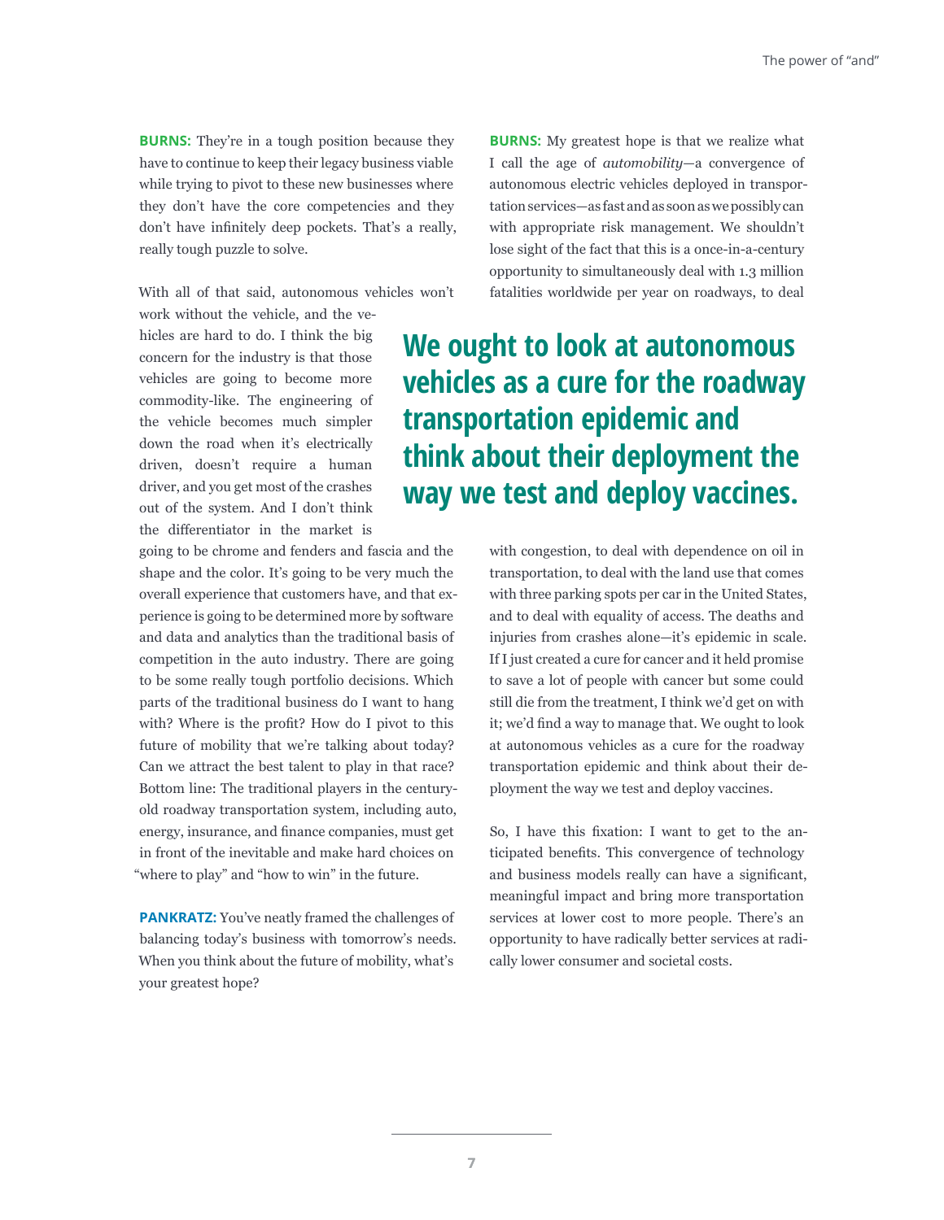**BURNS:** They're in a tough position because they have to continue to keep their legacy business viable while trying to pivot to these new businesses where they don't have the core competencies and they don't have infinitely deep pockets. That's a really, really tough puzzle to solve.

With all of that said, autonomous vehicles won't work without the vehicle, and the vehicles are hard to do. I think the big concern for the industry is that those vehicles are going to become more commodity-like. The engineering of the vehicle becomes much simpler down the road when it's electrically driven, doesn't require a human driver, and you get most of the crashes out of the system. And I don't think the differentiator in the market is going to be chrome and fenders and fascia and the shape and the color. It's going to be very much the overall experience that customers have, and that experience is going to be determined more by software and data and analytics than the traditional basis of competition in the auto industry. There are going to be some really tough portfolio decisions. Which parts of the traditional business do I want to hang with? Where is the profit? How do I pivot to this future of mobility that we're talking about today? Can we attract the best talent to play in that race? Bottom line: The traditional players in the century-old roadway transportation system, including auto, energy, insurance, and finance companies, must get in front of the inevitable and make hard choices on "where to play" and "how to win" in the future.

**PANKRATZ:** You've neatly framed the challenges of balancing today's business with tomorrow's needs. When you think about the future of mobility, what's your greatest hope?

**BURNS:** My greatest hope is that we realize what I call the age of *automobility*—a convergence of autonomous electric vehicles deployed in transportation services—as fast and as soon as we possibly can with appropriate risk management. We shouldn't lose sight of the fact that this is a once-in-a-century opportunity to simultaneously deal with 1.3 million fatalities worldwide per year on roadways, to deal with congestion, to deal with dependence on oil in transportation, to deal with the land use that comes with three parking spots per car in the United States, and to deal with equality of access. The deaths and injuries from crashes alone—it's epidemic in scale. If I just created a cure for cancer and it held promise to save a lot of people with cancer but some could still die from the treatment, I think we'd get on with it; we'd find a way to manage that. We ought to look at autonomous vehicles as a cure for the roadway transportation epidemic and think about their deployment the way we test and deploy vaccines.

**We ought to look at autonomous vehicles as a cure for the roadway transportation epidemic and think about their deployment the way we test and deploy vaccines.**

So, I have this fixation: I want to get to the anticipated benefits. This convergence of technology and business models really can have a significant, meaningful impact and bring more transportation services at lower cost to more people. There's an opportunity to have radically better services at radically lower consumer and societal costs.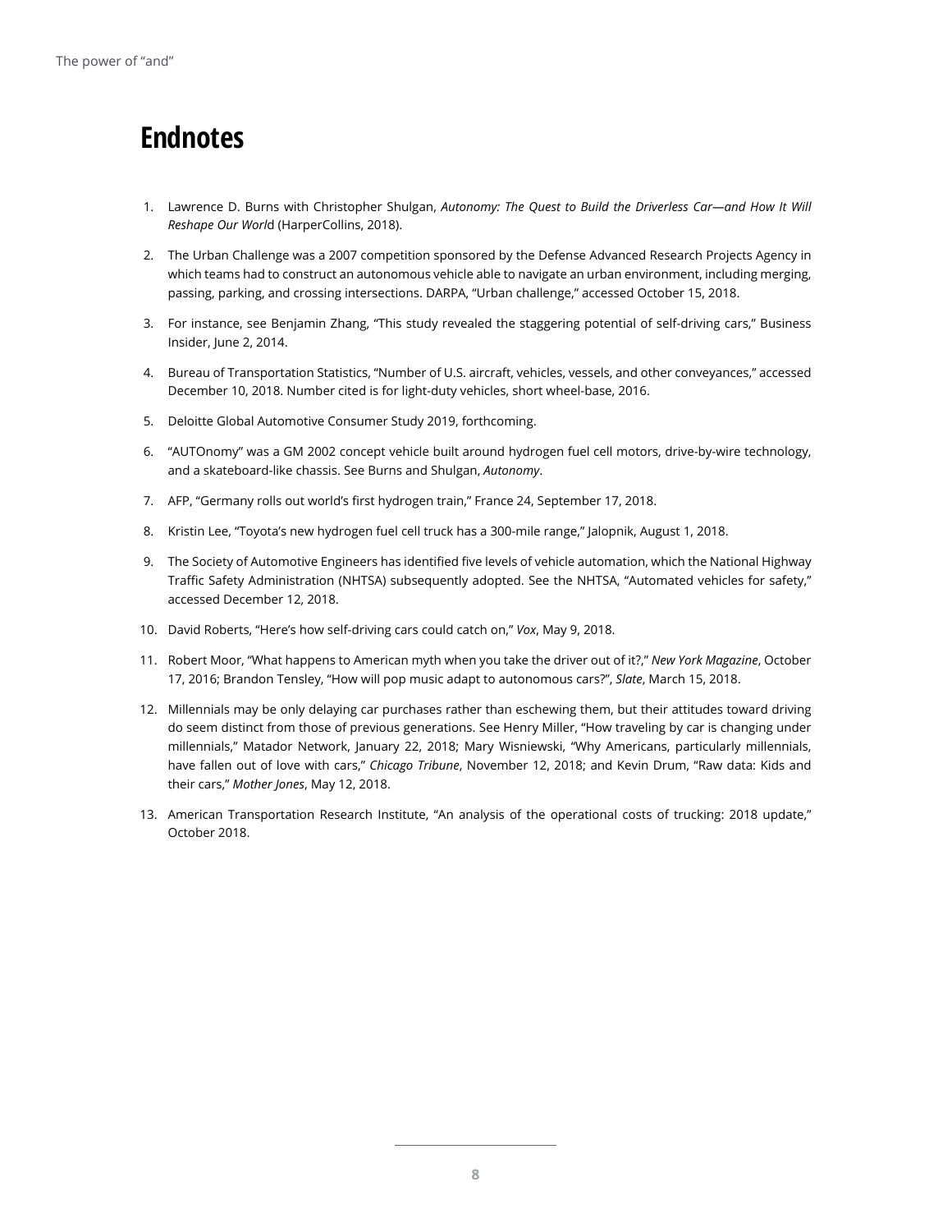## Endnotes

1. Lawrence D. Burns with Christopher Shulgan, *Autonomy: The Quest to Build the Driverless Car—and How It Will Reshape Our Worl*d (HarperCollins, 2018).
2. The Urban Challenge was a 2007 competition sponsored by the Defense Advanced Research Projects Agency in which teams had to construct an autonomous vehicle able to navigate an urban environment, including merging, passing, parking, and crossing intersections. DARPA, "Urban challenge," accessed October 15, 2018.
3. For instance, see Benjamin Zhang, "This study revealed the staggering potential of self-driving cars," Business Insider, June 2, 2014.
4. Bureau of Transportation Statistics, "Number of U.S. aircraft, vehicles, vessels, and other conveyances," accessed December 10, 2018. Number cited is for light-duty vehicles, short wheel-base, 2016.
5. Deloitte Global Automotive Consumer Study 2019, forthcoming.
6. "AUTOnomy" was a GM 2002 concept vehicle built around hydrogen fuel cell motors, drive-by-wire technology, and a skateboard-like chassis. See Burns and Shulgan, *Autonomy*.
7. AFP, "Germany rolls out world's first hydrogen train," France 24, September 17, 2018.
8. Kristin Lee, "Toyota's new hydrogen fuel cell truck has a 300-mile range," Jalopnik, August 1, 2018.
9. The Society of Automotive Engineers has identified five levels of vehicle automation, which the National Highway Traffic Safety Administration (NHTSA) subsequently adopted. See the NHTSA, "Automated vehicles for safety," accessed December 12, 2018.
10. David Roberts, "Here's how self-driving cars could catch on," *Vox*, May 9, 2018.
11. Robert Moor, "What happens to American myth when you take the driver out of it?," *New York Magazine*, October 17, 2016; Brandon Tensley, "How will pop music adapt to autonomous cars?", *Slate*, March 15, 2018.
12. Millennials may be only delaying car purchases rather than eschewing them, but their attitudes toward driving do seem distinct from those of previous generations. See Henry Miller, "How traveling by car is changing under millennials," Matador Network, January 22, 2018; Mary Wisniewski, "Why Americans, particularly millennials, have fallen out of love with cars," *Chicago Tribune*, November 12, 2018; and Kevin Drum, "Raw data: Kids and their cars," *Mother Jones*, May 12, 2018.
13. American Transportation Research Institute, "An analysis of the operational costs of trucking: 2018 update," October 2018.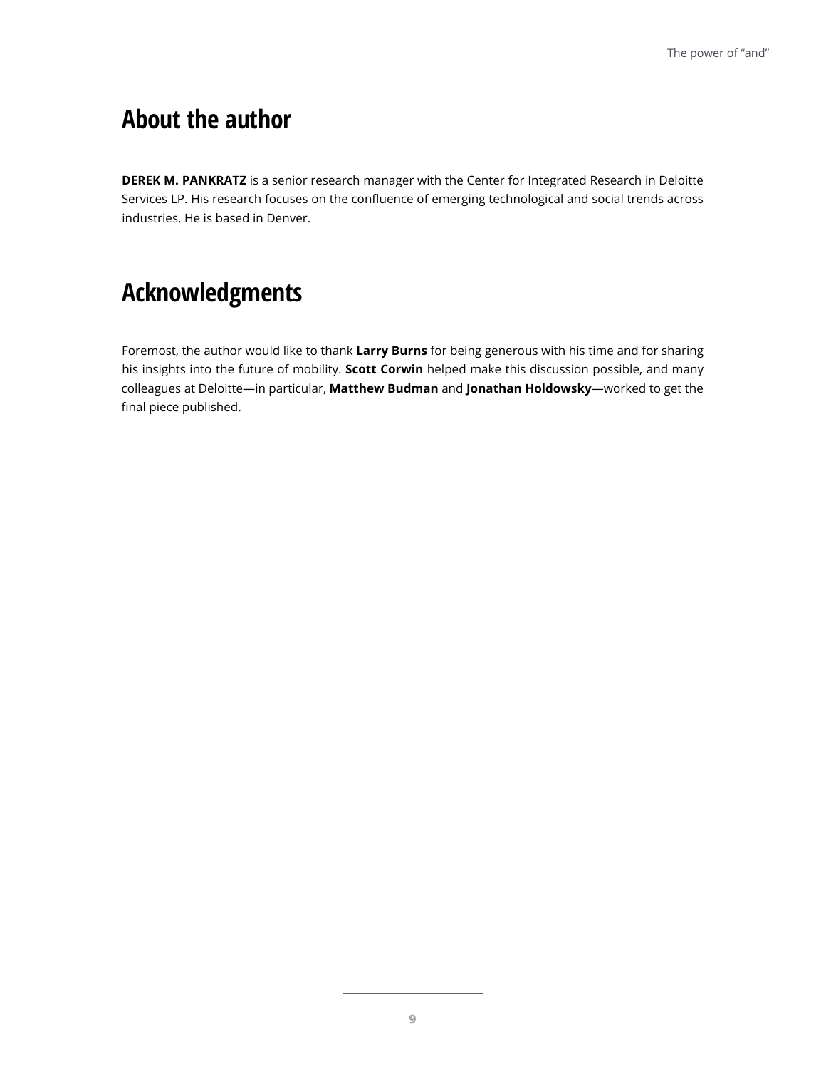## About the author

**DEREK M. PANKRATZ** is a senior research manager with the Center for Integrated Research in Deloitte Services LP. His research focuses on the confluence of emerging technological and social trends across industries. He is based in Denver.

## Acknowledgments

Foremost, the author would like to thank **Larry Burns** for being generous with his time and for sharing his insights into the future of mobility. **Scott Corwin** helped make this discussion possible, and many colleagues at Deloitte—in particular, **Matthew Budman** and **Jonathan Holdowsky**—worked to get the final piece published.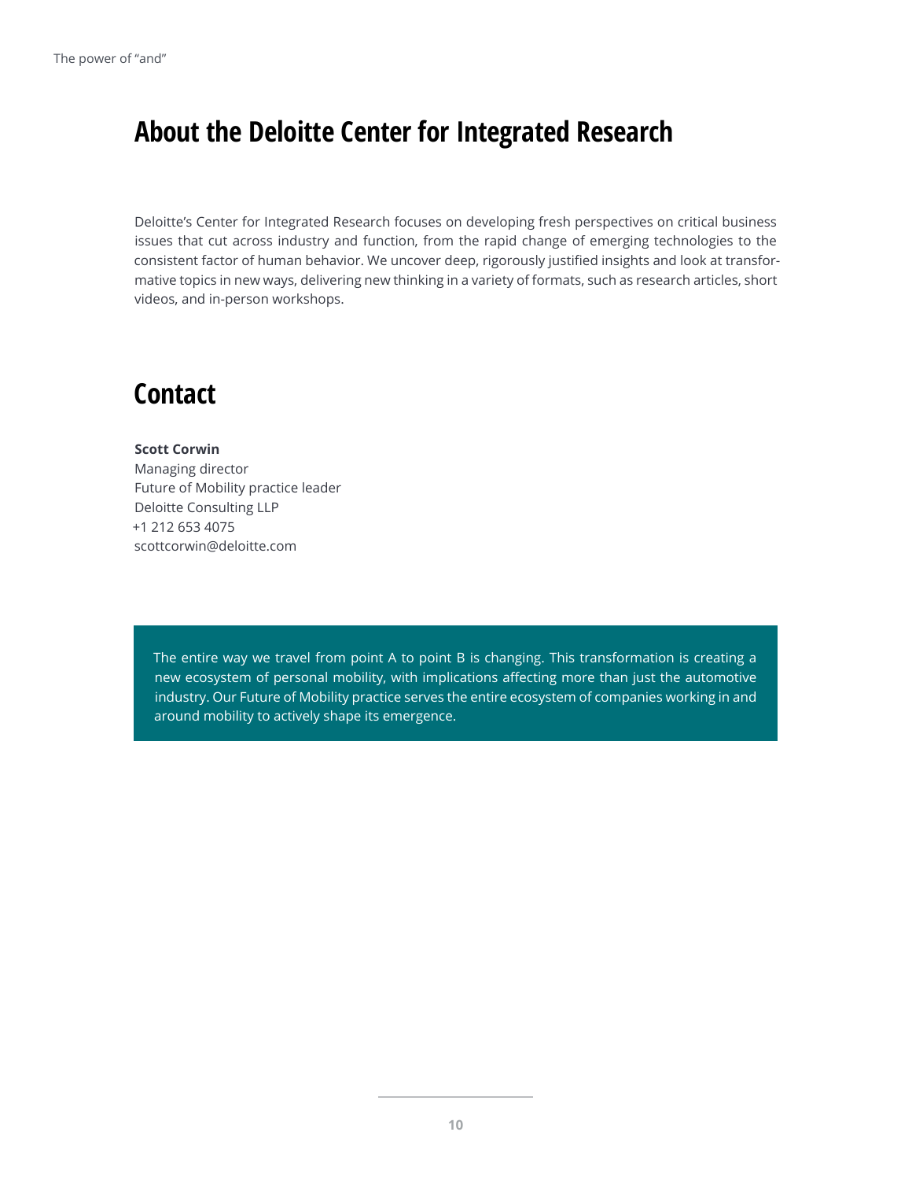## About the Deloitte Center for Integrated Research

Deloitte's Center for Integrated Research focuses on developing fresh perspectives on critical business issues that cut across industry and function, from the rapid change of emerging technologies to the consistent factor of human behavior. We uncover deep, rigorously justified insights and look at transformative topics in new ways, delivering new thinking in a variety of formats, such as research articles, short videos, and in-person workshops.

## Contact

**Scott Corwin**
Managing director
Future of Mobility practice leader
Deloitte Consulting LLP
+1 212 653 4075
scottcorwin@deloitte.com

The entire way we travel from point A to point B is changing. This transformation is creating a new ecosystem of personal mobility, with implications affecting more than just the automotive industry. Our Future of Mobility practice serves the entire ecosystem of companies working in and around mobility to actively shape its emergence.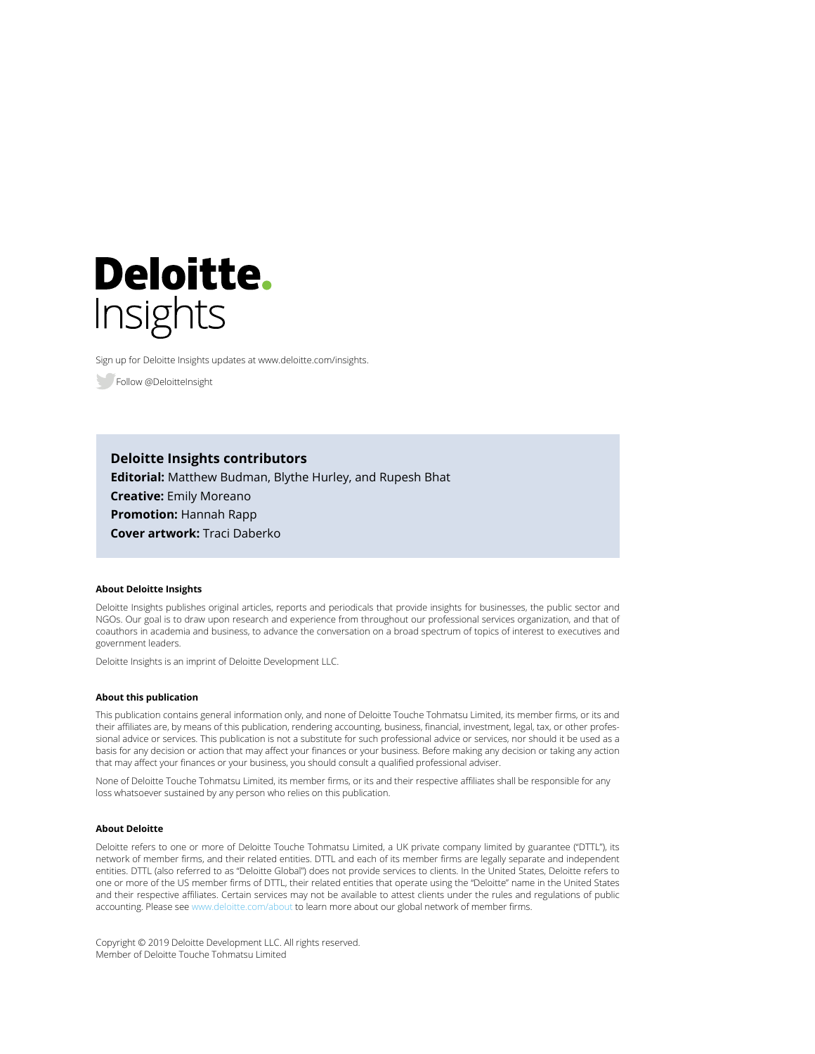# Deloitte. Insights

Sign up for Deloitte Insights updates at www.deloitte.com/insights.

Follow @DeloitteInsight

**Deloitte Insights contributors**

**Editorial:** Matthew Budman, Blythe Hurley, and Rupesh Bhat

**Creative:** Emily Moreano

**Promotion:** Hannah Rapp

**Cover artwork:** Traci Daberko

### About Deloitte Insights

Deloitte Insights publishes original articles, reports and periodicals that provide insights for businesses, the public sector and NGOs. Our goal is to draw upon research and experience from throughout our professional services organization, and that of coauthors in academia and business, to advance the conversation on a broad spectrum of topics of interest to executives and government leaders.

Deloitte Insights is an imprint of Deloitte Development LLC.

### About this publication

This publication contains general information only, and none of Deloitte Touche Tohmatsu Limited, its member firms, or its and their affiliates are, by means of this publication, rendering accounting, business, financial, investment, legal, tax, or other professional advice or services. This publication is not a substitute for such professional advice or services, nor should it be used as a basis for any decision or action that may affect your finances or your business. Before making any decision or taking any action that may affect your finances or your business, you should consult a qualified professional adviser.

None of Deloitte Touche Tohmatsu Limited, its member firms, or its and their respective affiliates shall be responsible for any loss whatsoever sustained by any person who relies on this publication.

### About Deloitte

Deloitte refers to one or more of Deloitte Touche Tohmatsu Limited, a UK private company limited by guarantee ("DTTL"), its network of member firms, and their related entities. DTTL and each of its member firms are legally separate and independent entities. DTTL (also referred to as "Deloitte Global") does not provide services to clients. In the United States, Deloitte refers to one or more of the US member firms of DTTL, their related entities that operate using the "Deloitte" name in the United States and their respective affiliates. Certain services may not be available to attest clients under the rules and regulations of public accounting. Please see www.deloitte.com/about to learn more about our global network of member firms.

Copyright © 2019 Deloitte Development LLC. All rights reserved.
Member of Deloitte Touche Tohmatsu Limited